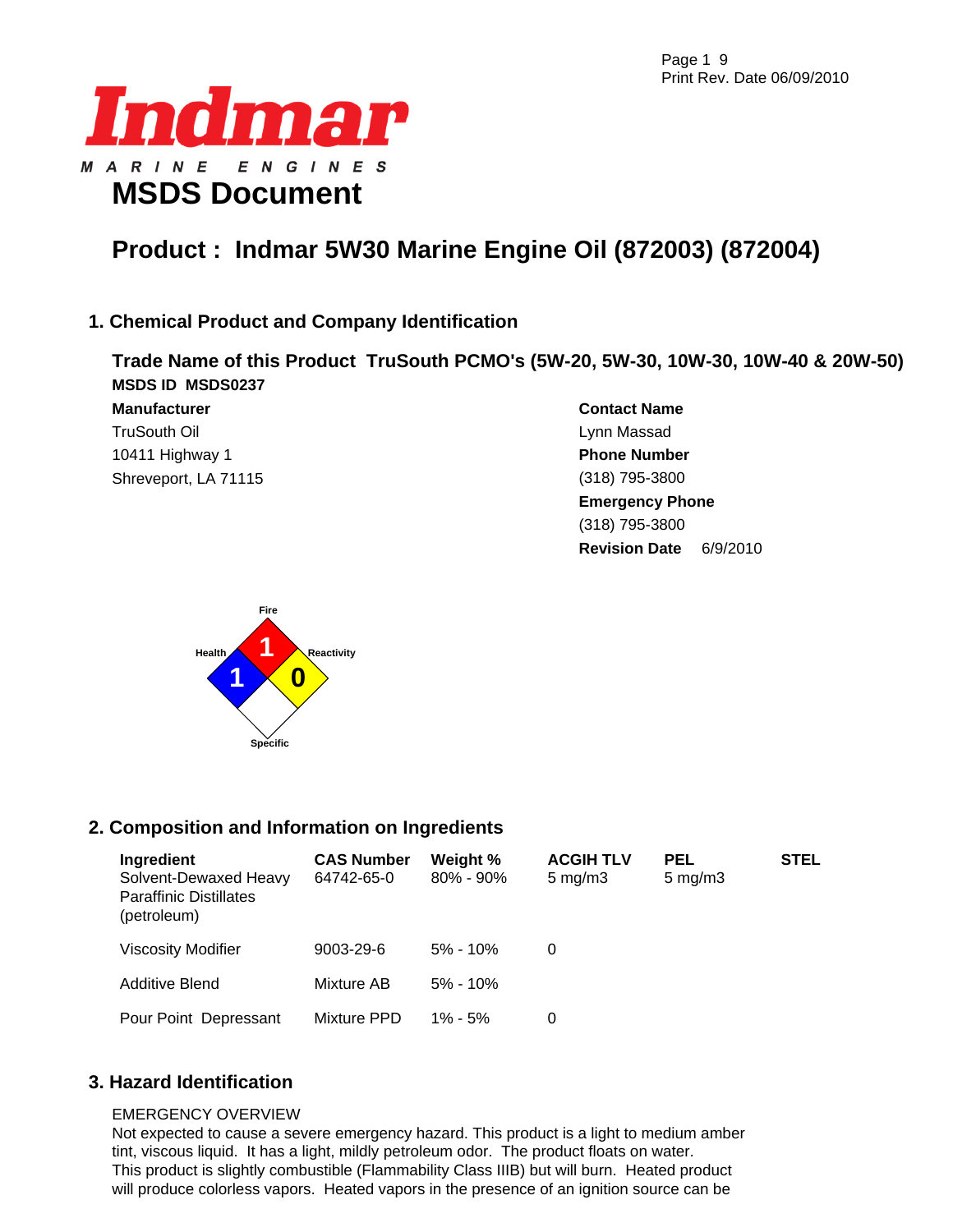# Indmar

MARINE ENGINES

# MSDS Document

## Product : Indmar 5W30 Marine Engine Oil (872003) (872004)

## 1. Chemical Product and Company Identification

**Trade Name of this Product TruSouth PCMO's (5W-20, 5W-30, 10W-30, 10W-40 & 20W-50)**

**MSDS ID MSDS0237**

**Manufacturer**

TruSouth Oil
10411 Highway 1
Shreveport, LA 71115

**Contact Name**

Lynn Massad

**Phone Number**

(318) 795-3800

**Emergency Phone**

(318) 795-3800

**Revision Date** 6/9/2010

Fire: 1
Health: 1
Reactivity: 0
Specific:

## 2. Composition and Information on Ingredients

| Ingredient | CAS Number | Weight % | ACGIH TLV | PEL | STEL |
|---|---|---|---|---|---|
| Solvent-Dewaxed Heavy Paraffinic Distillates (petroleum) | 64742-65-0 | 80% - 90% | 5 mg/m3 | 5 mg/m3 | |
| Viscosity Modifier | 9003-29-6 | 5% - 10% | 0 | | |
| Additive Blend | Mixture AB | 5% - 10% | | | |
| Pour Point Depressant | Mixture PPD | 1% - 5% | 0 | | |

## 3. Hazard Identification

EMERGENCY OVERVIEW

Not expected to cause a severe emergency hazard. This product is a light to medium amber tint, viscous liquid. It has a light, mildly petroleum odor. The product floats on water. This product is slightly combustible (Flammability Class IIIB) but will burn. Heated product will produce colorless vapors. Heated vapors in the presence of an ignition source can be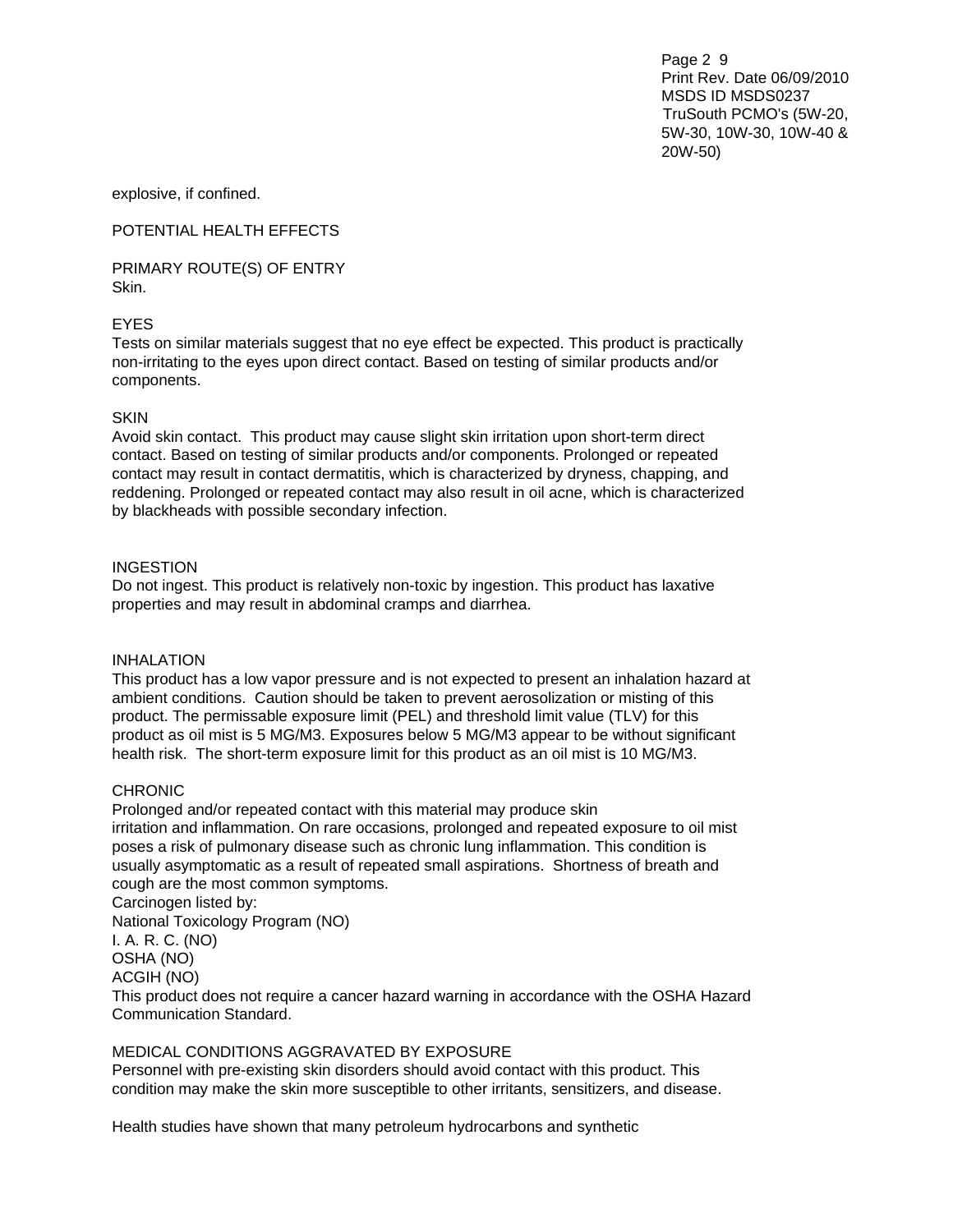explosive, if confined.

## POTENTIAL HEALTH EFFECTS

### PRIMARY ROUTE(S) OF ENTRY

Skin.

### EYES

Tests on similar materials suggest that no eye effect be expected. This product is practically non-irritating to the eyes upon direct contact. Based on testing of similar products and/or components.

### SKIN

Avoid skin contact. This product may cause slight skin irritation upon short-term direct contact. Based on testing of similar products and/or components. Prolonged or repeated contact may result in contact dermatitis, which is characterized by dryness, chapping, and reddening. Prolonged or repeated contact may also result in oil acne, which is characterized by blackheads with possible secondary infection.

### INGESTION

Do not ingest. This product is relatively non-toxic by ingestion. This product has laxative properties and may result in abdominal cramps and diarrhea.

### INHALATION

This product has a low vapor pressure and is not expected to present an inhalation hazard at ambient conditions. Caution should be taken to prevent aerosolization or misting of this product. The permissable exposure limit (PEL) and threshold limit value (TLV) for this product as oil mist is 5 MG/M3. Exposures below 5 MG/M3 appear to be without significant health risk. The short-term exposure limit for this product as an oil mist is 10 MG/M3.

### CHRONIC

Prolonged and/or repeated contact with this material may produce skin irritation and inflammation. On rare occasions, prolonged and repeated exposure to oil mist poses a risk of pulmonary disease such as chronic lung inflammation. This condition is usually asymptomatic as a result of repeated small aspirations. Shortness of breath and cough are the most common symptoms.

Carcinogen listed by:

National Toxicology Program (NO)

I. A. R. C. (NO)

OSHA (NO)

ACGIH (NO)

This product does not require a cancer hazard warning in accordance with the OSHA Hazard Communication Standard.

### MEDICAL CONDITIONS AGGRAVATED BY EXPOSURE

Personnel with pre-existing skin disorders should avoid contact with this product. This condition may make the skin more susceptible to other irritants, sensitizers, and disease.

Health studies have shown that many petroleum hydrocarbons and synthetic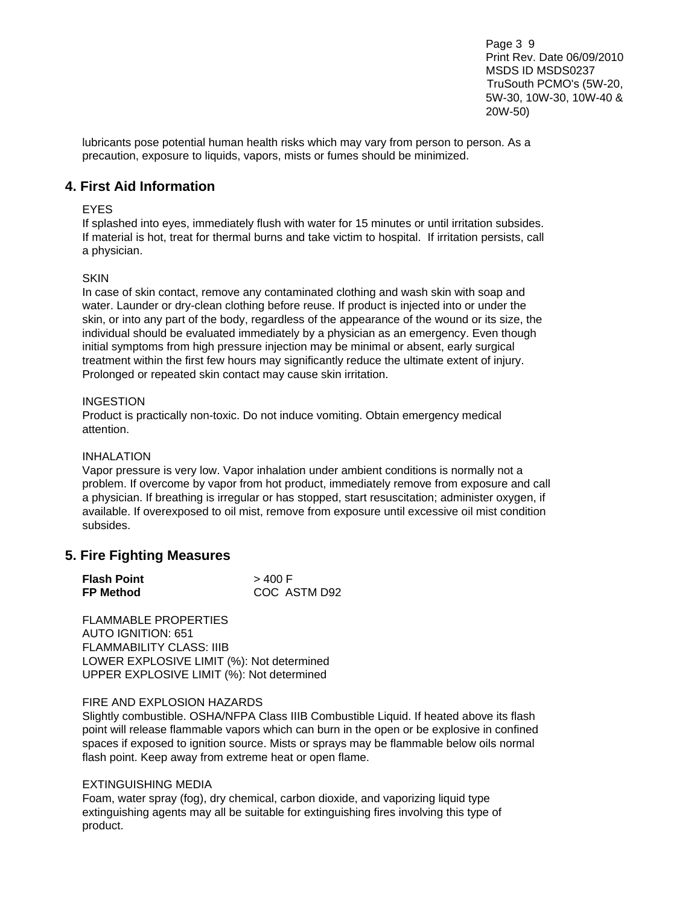lubricants pose potential human health risks which may vary from person to person. As a precaution, exposure to liquids, vapors, mists or fumes should be minimized.

## 4. First Aid Information

EYES

If splashed into eyes, immediately flush with water for 15 minutes or until irritation subsides. If material is hot, treat for thermal burns and take victim to hospital. If irritation persists, call a physician.

SKIN

In case of skin contact, remove any contaminated clothing and wash skin with soap and water. Launder or dry-clean clothing before reuse. If product is injected into or under the skin, or into any part of the body, regardless of the appearance of the wound or its size, the individual should be evaluated immediately by a physician as an emergency. Even though initial symptoms from high pressure injection may be minimal or absent, early surgical treatment within the first few hours may significantly reduce the ultimate extent of injury. Prolonged or repeated skin contact may cause skin irritation.

INGESTION

Product is practically non-toxic. Do not induce vomiting. Obtain emergency medical attention.

INHALATION

Vapor pressure is very low. Vapor inhalation under ambient conditions is normally not a problem. If overcome by vapor from hot product, immediately remove from exposure and call a physician. If breathing is irregular or has stopped, start resuscitation; administer oxygen, if available. If overexposed to oil mist, remove from exposure until excessive oil mist condition subsides.

## 5. Fire Fighting Measures

| | |
|---|---|
| **Flash Point** | > 400 F |
| **FP Method** | COC ASTM D92 |

FLAMMABLE PROPERTIES
AUTO IGNITION: 651
FLAMMABILITY CLASS: IIIB
LOWER EXPLOSIVE LIMIT (%): Not determined
UPPER EXPLOSIVE LIMIT (%): Not determined

FIRE AND EXPLOSION HAZARDS

Slightly combustible. OSHA/NFPA Class IIIB Combustible Liquid. If heated above its flash point will release flammable vapors which can burn in the open or be explosive in confined spaces if exposed to ignition source. Mists or sprays may be flammable below oils normal flash point. Keep away from extreme heat or open flame.

EXTINGUISHING MEDIA

Foam, water spray (fog), dry chemical, carbon dioxide, and vaporizing liquid type extinguishing agents may all be suitable for extinguishing fires involving this type of product.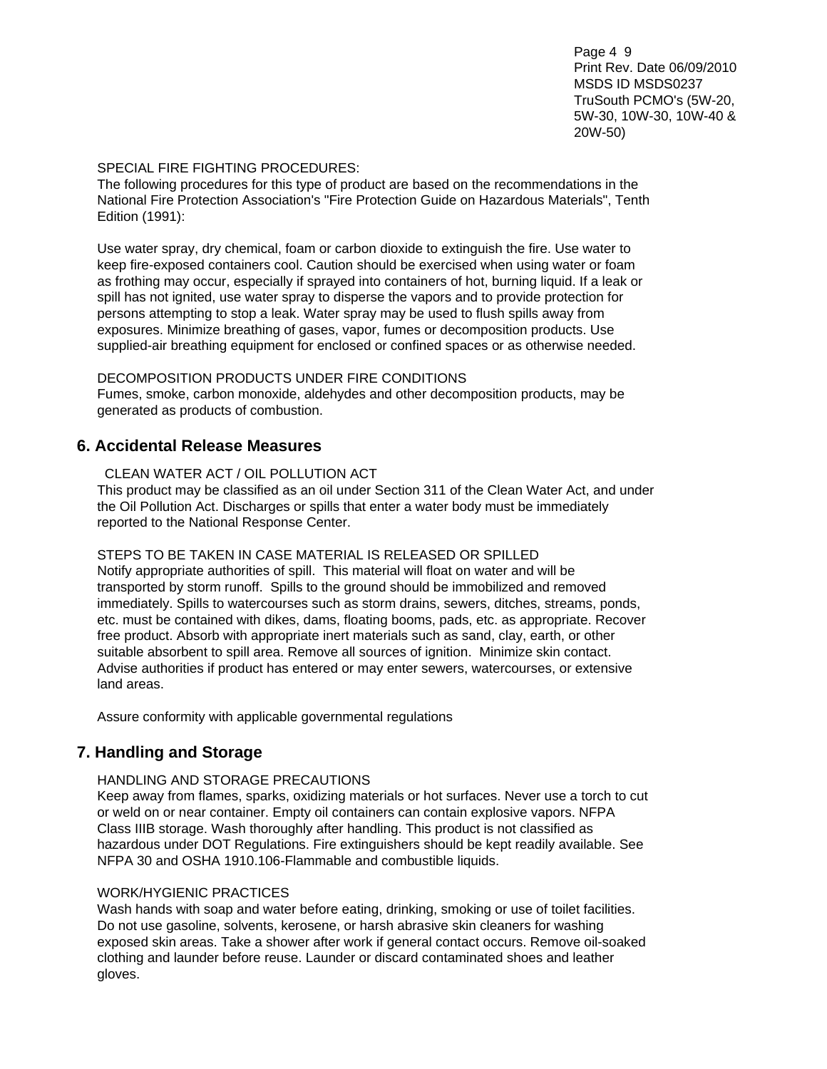SPECIAL FIRE FIGHTING PROCEDURES:
The following procedures for this type of product are based on the recommendations in the National Fire Protection Association's "Fire Protection Guide on Hazardous Materials", Tenth Edition (1991):

Use water spray, dry chemical, foam or carbon dioxide to extinguish the fire. Use water to keep fire-exposed containers cool. Caution should be exercised when using water or foam as frothing may occur, especially if sprayed into containers of hot, burning liquid. If a leak or spill has not ignited, use water spray to disperse the vapors and to provide protection for persons attempting to stop a leak. Water spray may be used to flush spills away from exposures. Minimize breathing of gases, vapor, fumes or decomposition products. Use supplied-air breathing equipment for enclosed or confined spaces or as otherwise needed.

DECOMPOSITION PRODUCTS UNDER FIRE CONDITIONS
Fumes, smoke, carbon monoxide, aldehydes and other decomposition products, may be generated as products of combustion.

## 6. Accidental Release Measures

CLEAN WATER ACT / OIL POLLUTION ACT
This product may be classified as an oil under Section 311 of the Clean Water Act, and under the Oil Pollution Act. Discharges or spills that enter a water body must be immediately reported to the National Response Center.

STEPS TO BE TAKEN IN CASE MATERIAL IS RELEASED OR SPILLED
Notify appropriate authorities of spill. This material will float on water and will be transported by storm runoff. Spills to the ground should be immobilized and removed immediately. Spills to watercourses such as storm drains, sewers, ditches, streams, ponds, etc. must be contained with dikes, dams, floating booms, pads, etc. as appropriate. Recover free product. Absorb with appropriate inert materials such as sand, clay, earth, or other suitable absorbent to spill area. Remove all sources of ignition. Minimize skin contact. Advise authorities if product has entered or may enter sewers, watercourses, or extensive land areas.

Assure conformity with applicable governmental regulations

## 7. Handling and Storage

HANDLING AND STORAGE PRECAUTIONS
Keep away from flames, sparks, oxidizing materials or hot surfaces. Never use a torch to cut or weld on or near container. Empty oil containers can contain explosive vapors. NFPA Class IIIB storage. Wash thoroughly after handling. This product is not classified as hazardous under DOT Regulations. Fire extinguishers should be kept readily available. See NFPA 30 and OSHA 1910.106-Flammable and combustible liquids.

WORK/HYGIENIC PRACTICES
Wash hands with soap and water before eating, drinking, smoking or use of toilet facilities. Do not use gasoline, solvents, kerosene, or harsh abrasive skin cleaners for washing exposed skin areas. Take a shower after work if general contact occurs. Remove oil-soaked clothing and launder before reuse. Launder or discard contaminated shoes and leather gloves.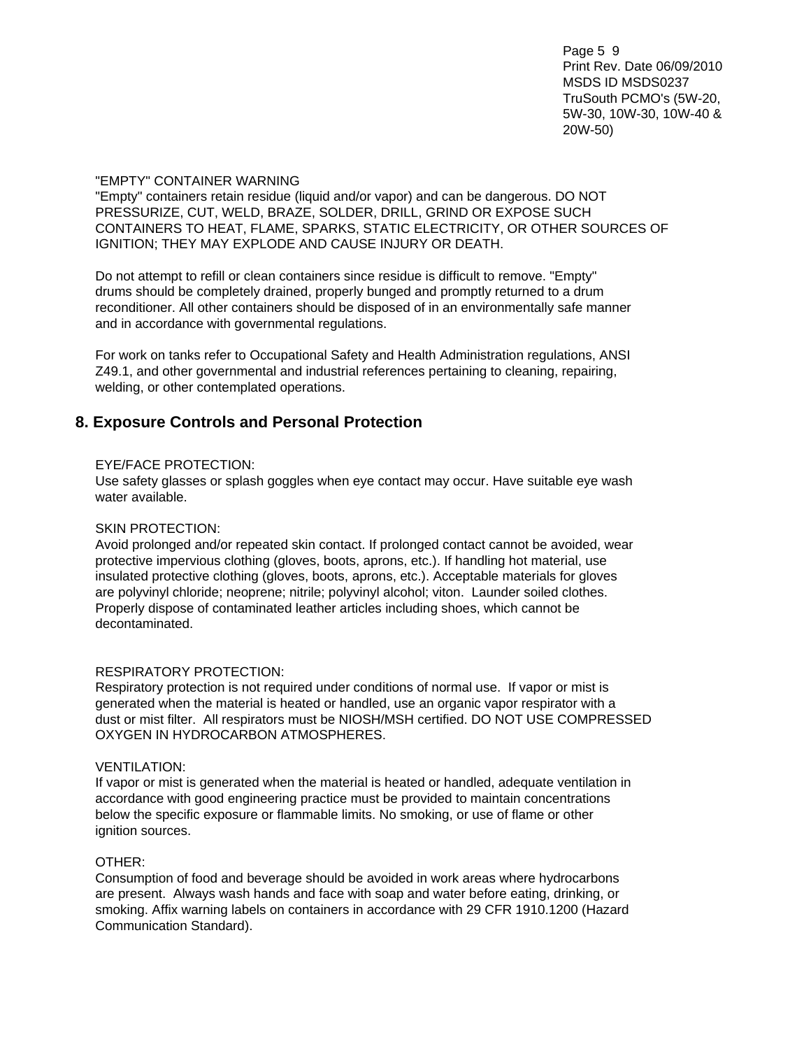"EMPTY" CONTAINER WARNING
"Empty" containers retain residue (liquid and/or vapor) and can be dangerous. DO NOT PRESSURIZE, CUT, WELD, BRAZE, SOLDER, DRILL, GRIND OR EXPOSE SUCH CONTAINERS TO HEAT, FLAME, SPARKS, STATIC ELECTRICITY, OR OTHER SOURCES OF IGNITION; THEY MAY EXPLODE AND CAUSE INJURY OR DEATH.

Do not attempt to refill or clean containers since residue is difficult to remove. "Empty" drums should be completely drained, properly bunged and promptly returned to a drum reconditioner. All other containers should be disposed of in an environmentally safe manner and in accordance with governmental regulations.

For work on tanks refer to Occupational Safety and Health Administration regulations, ANSI Z49.1, and other governmental and industrial references pertaining to cleaning, repairing, welding, or other contemplated operations.

## 8. Exposure Controls and Personal Protection

EYE/FACE PROTECTION:
Use safety glasses or splash goggles when eye contact may occur. Have suitable eye wash water available.

SKIN PROTECTION:
Avoid prolonged and/or repeated skin contact. If prolonged contact cannot be avoided, wear protective impervious clothing (gloves, boots, aprons, etc.). If handling hot material, use insulated protective clothing (gloves, boots, aprons, etc.). Acceptable materials for gloves are polyvinyl chloride; neoprene; nitrile; polyvinyl alcohol; viton. Launder soiled clothes. Properly dispose of contaminated leather articles including shoes, which cannot be decontaminated.

RESPIRATORY PROTECTION:
Respiratory protection is not required under conditions of normal use. If vapor or mist is generated when the material is heated or handled, use an organic vapor respirator with a dust or mist filter. All respirators must be NIOSH/MSH certified. DO NOT USE COMPRESSED OXYGEN IN HYDROCARBON ATMOSPHERES.

VENTILATION:
If vapor or mist is generated when the material is heated or handled, adequate ventilation in accordance with good engineering practice must be provided to maintain concentrations below the specific exposure or flammable limits. No smoking, or use of flame or other ignition sources.

OTHER:
Consumption of food and beverage should be avoided in work areas where hydrocarbons are present. Always wash hands and face with soap and water before eating, drinking, or smoking. Affix warning labels on containers in accordance with 29 CFR 1910.1200 (Hazard Communication Standard).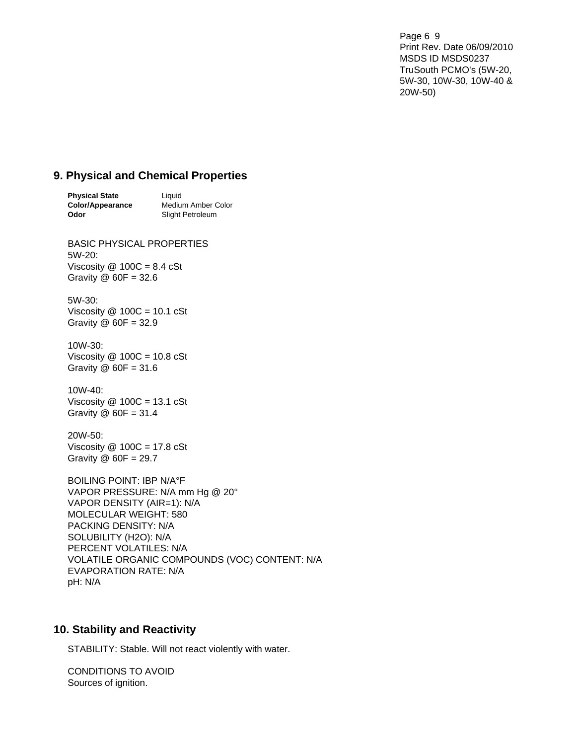## 9. Physical and Chemical Properties

**Physical State** Liquid
**Color/Appearance** Medium Amber Color
**Odor** Slight Petroleum

BASIC PHYSICAL PROPERTIES
5W-20:
Viscosity @ 100C = 8.4 cSt
Gravity @ 60F = 32.6

5W-30:
Viscosity @ 100C = 10.1 cSt
Gravity @ 60F = 32.9

10W-30:
Viscosity @ 100C = 10.8 cSt
Gravity @ 60F = 31.6

10W-40:
Viscosity @ 100C = 13.1 cSt
Gravity @ 60F = 31.4

20W-50:
Viscosity @ 100C = 17.8 cSt
Gravity @ 60F = 29.7

BOILING POINT: IBP N/A°F
VAPOR PRESSURE: N/A mm Hg @ 20°
VAPOR DENSITY (AIR=1): N/A
MOLECULAR WEIGHT: 580
PACKING DENSITY: N/A
SOLUBILITY (H2O): N/A
PERCENT VOLATILES: N/A
VOLATILE ORGANIC COMPOUNDS (VOC) CONTENT: N/A
EVAPORATION RATE: N/A
pH: N/A

## 10. Stability and Reactivity

STABILITY: Stable. Will not react violently with water.

CONDITIONS TO AVOID
Sources of ignition.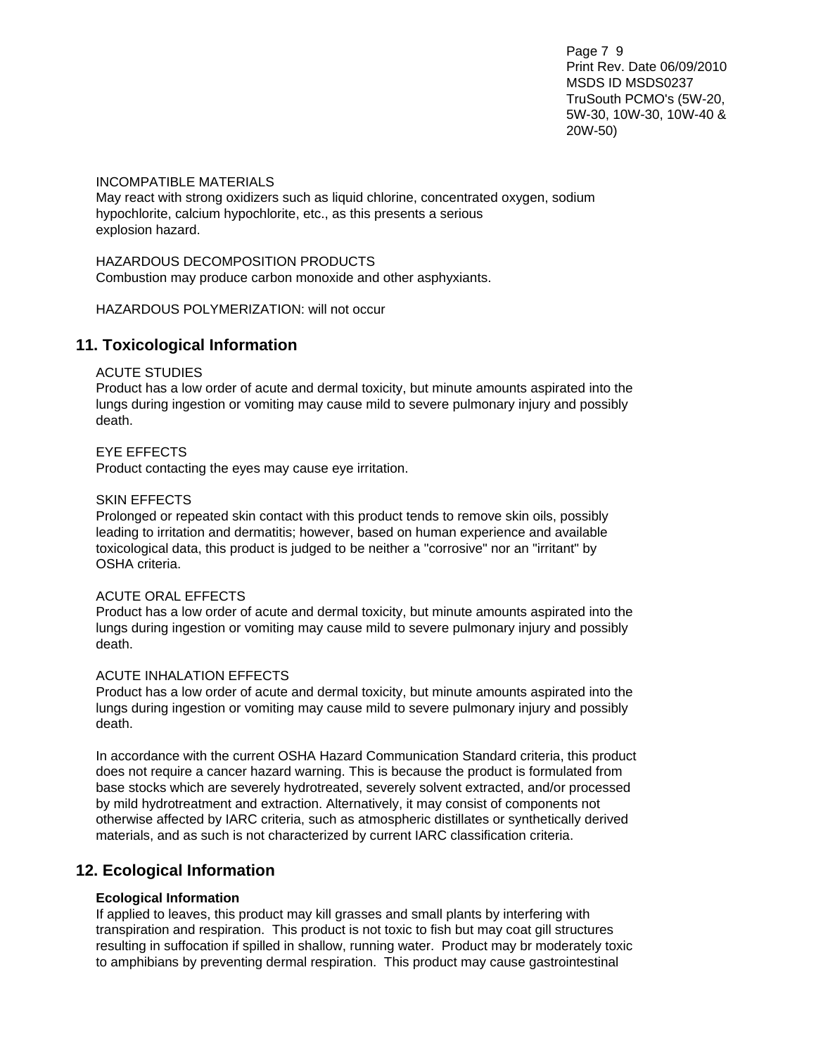INCOMPATIBLE MATERIALS
May react with strong oxidizers such as liquid chlorine, concentrated oxygen, sodium hypochlorite, calcium hypochlorite, etc., as this presents a serious explosion hazard.

HAZARDOUS DECOMPOSITION PRODUCTS
Combustion may produce carbon monoxide and other asphyxiants.

HAZARDOUS POLYMERIZATION: will not occur

## 11. Toxicological Information

ACUTE STUDIES
Product has a low order of acute and dermal toxicity, but minute amounts aspirated into the lungs during ingestion or vomiting may cause mild to severe pulmonary injury and possibly death.

EYE EFFECTS
Product contacting the eyes may cause eye irritation.

SKIN EFFECTS
Prolonged or repeated skin contact with this product tends to remove skin oils, possibly leading to irritation and dermatitis; however, based on human experience and available toxicological data, this product is judged to be neither a "corrosive" nor an "irritant" by OSHA criteria.

ACUTE ORAL EFFECTS
Product has a low order of acute and dermal toxicity, but minute amounts aspirated into the lungs during ingestion or vomiting may cause mild to severe pulmonary injury and possibly death.

ACUTE INHALATION EFFECTS
Product has a low order of acute and dermal toxicity, but minute amounts aspirated into the lungs during ingestion or vomiting may cause mild to severe pulmonary injury and possibly death.

In accordance with the current OSHA Hazard Communication Standard criteria, this product does not require a cancer hazard warning. This is because the product is formulated from base stocks which are severely hydrotreated, severely solvent extracted, and/or processed by mild hydrotreatment and extraction. Alternatively, it may consist of components not otherwise affected by IARC criteria, such as atmospheric distillates or synthetically derived materials, and as such is not characterized by current IARC classification criteria.

## 12. Ecological Information

**Ecological Information**
If applied to leaves, this product may kill grasses and small plants by interfering with transpiration and respiration. This product is not toxic to fish but may coat gill structures resulting in suffocation if spilled in shallow, running water. Product may br moderately toxic to amphibians by preventing dermal respiration. This product may cause gastrointestinal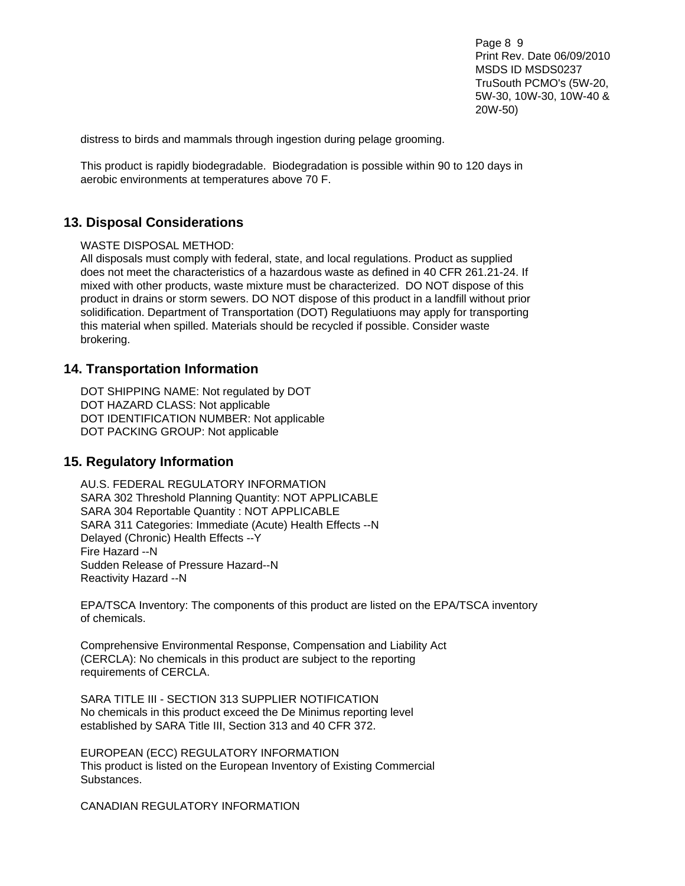distress to birds and mammals through ingestion during pelage grooming.

This product is rapidly biodegradable. Biodegradation is possible within 90 to 120 days in aerobic environments at temperatures above 70 F.

## 13. Disposal Considerations

WASTE DISPOSAL METHOD:
All disposals must comply with federal, state, and local regulations. Product as supplied does not meet the characteristics of a hazardous waste as defined in 40 CFR 261.21-24. If mixed with other products, waste mixture must be characterized. DO NOT dispose of this product in drains or storm sewers. DO NOT dispose of this product in a landfill without prior solidification. Department of Transportation (DOT) Regulatiuons may apply for transporting this material when spilled. Materials should be recycled if possible. Consider waste brokering.

## 14. Transportation Information

DOT SHIPPING NAME: Not regulated by DOT
DOT HAZARD CLASS: Not applicable
DOT IDENTIFICATION NUMBER: Not applicable
DOT PACKING GROUP: Not applicable

## 15. Regulatory Information

AU.S. FEDERAL REGULATORY INFORMATION
SARA 302 Threshold Planning Quantity: NOT APPLICABLE
SARA 304 Reportable Quantity : NOT APPLICABLE
SARA 311 Categories: Immediate (Acute) Health Effects --N
Delayed (Chronic) Health Effects --Y
Fire Hazard --N
Sudden Release of Pressure Hazard--N
Reactivity Hazard --N

EPA/TSCA Inventory: The components of this product are listed on the EPA/TSCA inventory of chemicals.

Comprehensive Environmental Response, Compensation and Liability Act (CERCLA): No chemicals in this product are subject to the reporting requirements of CERCLA.

SARA TITLE III - SECTION 313 SUPPLIER NOTIFICATION
No chemicals in this product exceed the De Minimus reporting level established by SARA Title III, Section 313 and 40 CFR 372.

EUROPEAN (ECC) REGULATORY INFORMATION
This product is listed on the European Inventory of Existing Commercial Substances.

CANADIAN REGULATORY INFORMATION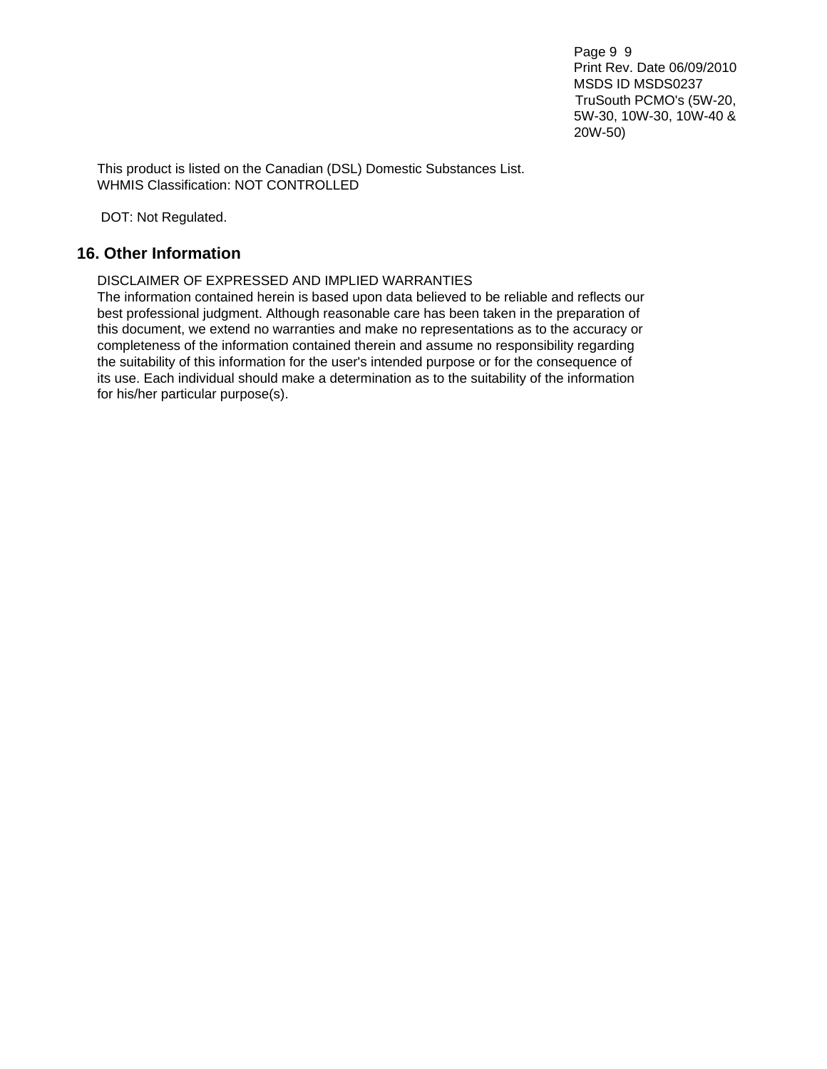This product is listed on the Canadian (DSL) Domestic Substances List.
WHMIS Classification: NOT CONTROLLED

DOT: Not Regulated.

## 16. Other Information

DISCLAIMER OF EXPRESSED AND IMPLIED WARRANTIES
The information contained herein is based upon data believed to be reliable and reflects our best professional judgment. Although reasonable care has been taken in the preparation of this document, we extend no warranties and make no representations as to the accuracy or completeness of the information contained therein and assume no responsibility regarding the suitability of this information for the user's intended purpose or for the consequence of its use. Each individual should make a determination as to the suitability of the information for his/her particular purpose(s).